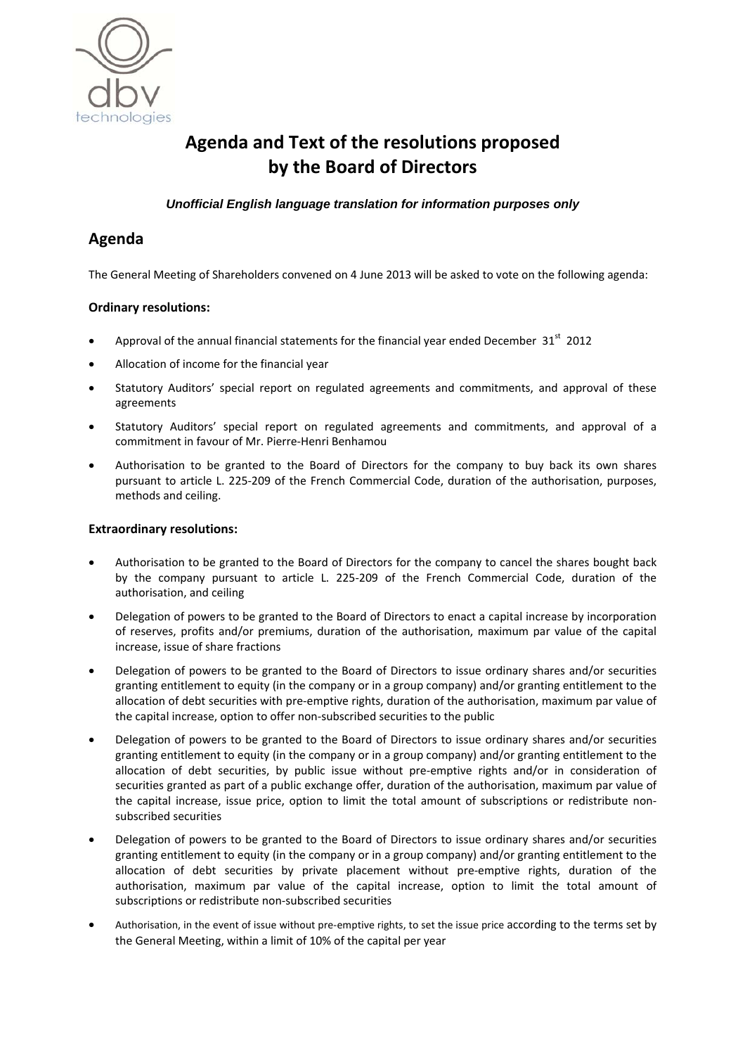# Agenda and Text of the resolutions proposed by the Board of Directors

***Unofficial English language translation for information purposes only***

## Agenda

The General Meeting of Shareholders convened on 4 June 2013 will be asked to vote on the following agenda:

### Ordinary resolutions:

- Approval of the annual financial statements for the financial year ended December 31st 2012
- Allocation of income for the financial year
- Statutory Auditors' special report on regulated agreements and commitments, and approval of these agreements
- Statutory Auditors' special report on regulated agreements and commitments, and approval of a commitment in favour of Mr. Pierre-Henri Benhamou
- Authorisation to be granted to the Board of Directors for the company to buy back its own shares pursuant to article L. 225-209 of the French Commercial Code, duration of the authorisation, purposes, methods and ceiling.

### Extraordinary resolutions:

- Authorisation to be granted to the Board of Directors for the company to cancel the shares bought back by the company pursuant to article L. 225-209 of the French Commercial Code, duration of the authorisation, and ceiling
- Delegation of powers to be granted to the Board of Directors to enact a capital increase by incorporation of reserves, profits and/or premiums, duration of the authorisation, maximum par value of the capital increase, issue of share fractions
- Delegation of powers to be granted to the Board of Directors to issue ordinary shares and/or securities granting entitlement to equity (in the company or in a group company) and/or granting entitlement to the allocation of debt securities with pre-emptive rights, duration of the authorisation, maximum par value of the capital increase, option to offer non-subscribed securities to the public
- Delegation of powers to be granted to the Board of Directors to issue ordinary shares and/or securities granting entitlement to equity (in the company or in a group company) and/or granting entitlement to the allocation of debt securities, by public issue without pre-emptive rights and/or in consideration of securities granted as part of a public exchange offer, duration of the authorisation, maximum par value of the capital increase, issue price, option to limit the total amount of subscriptions or redistribute non-subscribed securities
- Delegation of powers to be granted to the Board of Directors to issue ordinary shares and/or securities granting entitlement to equity (in the company or in a group company) and/or granting entitlement to the allocation of debt securities by private placement without pre-emptive rights, duration of the authorisation, maximum par value of the capital increase, option to limit the total amount of subscriptions or redistribute non-subscribed securities
- Authorisation, in the event of issue without pre-emptive rights, to set the issue price according to the terms set by the General Meeting, within a limit of 10% of the capital per year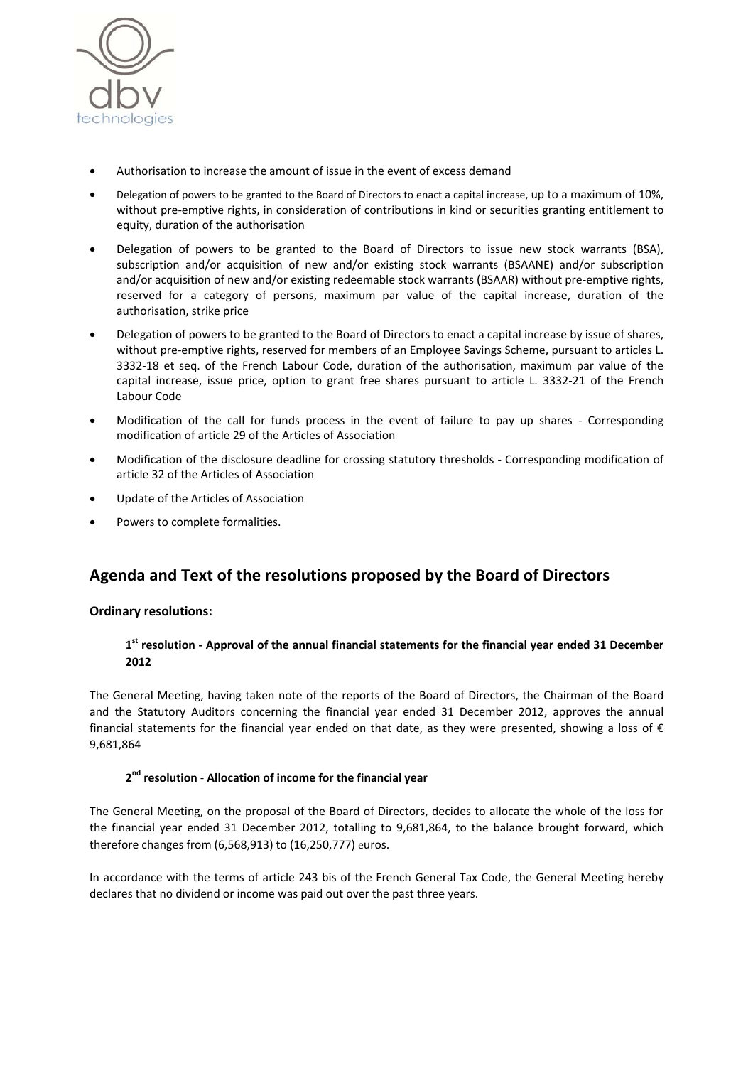- Authorisation to increase the amount of issue in the event of excess demand
- Delegation of powers to be granted to the Board of Directors to enact a capital increase, up to a maximum of 10%, without pre-emptive rights, in consideration of contributions in kind or securities granting entitlement to equity, duration of the authorisation
- Delegation of powers to be granted to the Board of Directors to issue new stock warrants (BSA), subscription and/or acquisition of new and/or existing stock warrants (BSAANE) and/or subscription and/or acquisition of new and/or existing redeemable stock warrants (BSAAR) without pre-emptive rights, reserved for a category of persons, maximum par value of the capital increase, duration of the authorisation, strike price
- Delegation of powers to be granted to the Board of Directors to enact a capital increase by issue of shares, without pre-emptive rights, reserved for members of an Employee Savings Scheme, pursuant to articles L. 3332-18 et seq. of the French Labour Code, duration of the authorisation, maximum par value of the capital increase, issue price, option to grant free shares pursuant to article L. 3332-21 of the French Labour Code
- Modification of the call for funds process in the event of failure to pay up shares - Corresponding modification of article 29 of the Articles of Association
- Modification of the disclosure deadline for crossing statutory thresholds - Corresponding modification of article 32 of the Articles of Association
- Update of the Articles of Association
- Powers to complete formalities.

## Agenda and Text of the resolutions proposed by the Board of Directors

### Ordinary resolutions:

#### 1st resolution - Approval of the annual financial statements for the financial year ended 31 December 2012

The General Meeting, having taken note of the reports of the Board of Directors, the Chairman of the Board and the Statutory Auditors concerning the financial year ended 31 December 2012, approves the annual financial statements for the financial year ended on that date, as they were presented, showing a loss of € 9,681,864

#### 2nd resolution - Allocation of income for the financial year

The General Meeting, on the proposal of the Board of Directors, decides to allocate the whole of the loss for the financial year ended 31 December 2012, totalling to 9,681,864, to the balance brought forward, which therefore changes from (6,568,913) to (16,250,777) euros.

In accordance with the terms of article 243 bis of the French General Tax Code, the General Meeting hereby declares that no dividend or income was paid out over the past three years.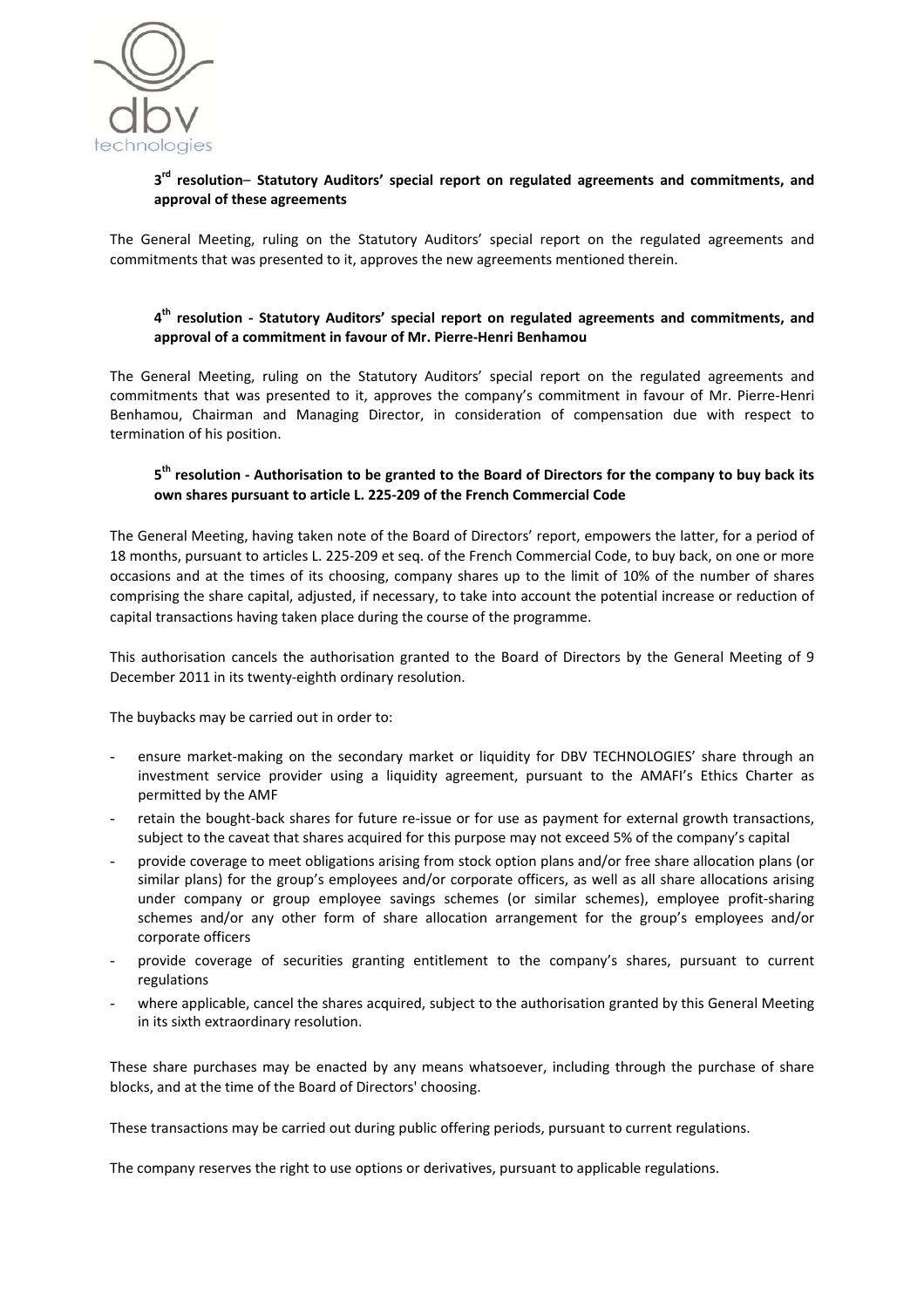### 3rd resolution– Statutory Auditors' special report on regulated agreements and commitments, and approval of these agreements

The General Meeting, ruling on the Statutory Auditors' special report on the regulated agreements and commitments that was presented to it, approves the new agreements mentioned therein.

### 4th resolution - Statutory Auditors' special report on regulated agreements and commitments, and approval of a commitment in favour of Mr. Pierre-Henri Benhamou

The General Meeting, ruling on the Statutory Auditors' special report on the regulated agreements and commitments that was presented to it, approves the company's commitment in favour of Mr. Pierre-Henri Benhamou, Chairman and Managing Director, in consideration of compensation due with respect to termination of his position.

### 5th resolution - Authorisation to be granted to the Board of Directors for the company to buy back its own shares pursuant to article L. 225-209 of the French Commercial Code

The General Meeting, having taken note of the Board of Directors' report, empowers the latter, for a period of 18 months, pursuant to articles L. 225-209 et seq. of the French Commercial Code, to buy back, on one or more occasions and at the times of its choosing, company shares up to the limit of 10% of the number of shares comprising the share capital, adjusted, if necessary, to take into account the potential increase or reduction of capital transactions having taken place during the course of the programme.

This authorisation cancels the authorisation granted to the Board of Directors by the General Meeting of 9 December 2011 in its twenty-eighth ordinary resolution.

The buybacks may be carried out in order to:

- ensure market-making on the secondary market or liquidity for DBV TECHNOLOGIES' share through an investment service provider using a liquidity agreement, pursuant to the AMAFI's Ethics Charter as permitted by the AMF
- retain the bought-back shares for future re-issue or for use as payment for external growth transactions, subject to the caveat that shares acquired for this purpose may not exceed 5% of the company's capital
- provide coverage to meet obligations arising from stock option plans and/or free share allocation plans (or similar plans) for the group's employees and/or corporate officers, as well as all share allocations arising under company or group employee savings schemes (or similar schemes), employee profit-sharing schemes and/or any other form of share allocation arrangement for the group's employees and/or corporate officers
- provide coverage of securities granting entitlement to the company's shares, pursuant to current regulations
- where applicable, cancel the shares acquired, subject to the authorisation granted by this General Meeting in its sixth extraordinary resolution.

These share purchases may be enacted by any means whatsoever, including through the purchase of share blocks, and at the time of the Board of Directors' choosing.

These transactions may be carried out during public offering periods, pursuant to current regulations.

The company reserves the right to use options or derivatives, pursuant to applicable regulations.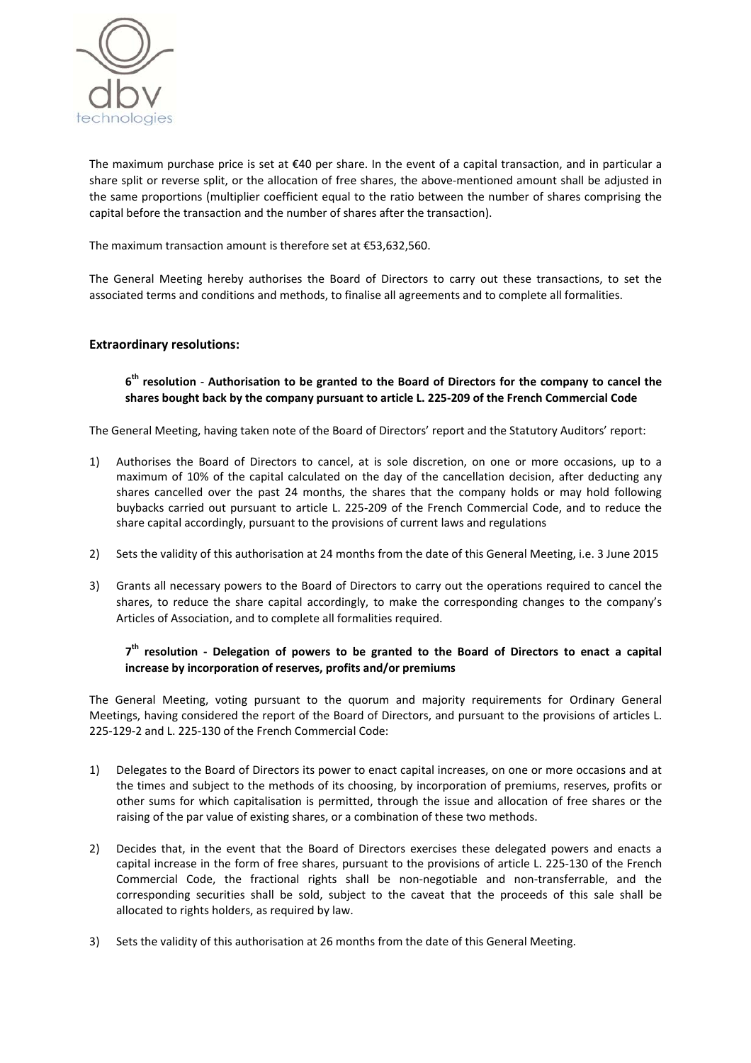The maximum purchase price is set at €40 per share. In the event of a capital transaction, and in particular a share split or reverse split, or the allocation of free shares, the above-mentioned amount shall be adjusted in the same proportions (multiplier coefficient equal to the ratio between the number of shares comprising the capital before the transaction and the number of shares after the transaction).

The maximum transaction amount is therefore set at €53,632,560.

The General Meeting hereby authorises the Board of Directors to carry out these transactions, to set the associated terms and conditions and methods, to finalise all agreements and to complete all formalities.

## Extraordinary resolutions:

### 6th resolution - Authorisation to be granted to the Board of Directors for the company to cancel the shares bought back by the company pursuant to article L. 225-209 of the French Commercial Code

The General Meeting, having taken note of the Board of Directors' report and the Statutory Auditors' report:

1) Authorises the Board of Directors to cancel, at is sole discretion, on one or more occasions, up to a maximum of 10% of the capital calculated on the day of the cancellation decision, after deducting any shares cancelled over the past 24 months, the shares that the company holds or may hold following buybacks carried out pursuant to article L. 225-209 of the French Commercial Code, and to reduce the share capital accordingly, pursuant to the provisions of current laws and regulations

2) Sets the validity of this authorisation at 24 months from the date of this General Meeting, i.e. 3 June 2015

3) Grants all necessary powers to the Board of Directors to carry out the operations required to cancel the shares, to reduce the share capital accordingly, to make the corresponding changes to the company's Articles of Association, and to complete all formalities required.

### 7th resolution - Delegation of powers to be granted to the Board of Directors to enact a capital increase by incorporation of reserves, profits and/or premiums

The General Meeting, voting pursuant to the quorum and majority requirements for Ordinary General Meetings, having considered the report of the Board of Directors, and pursuant to the provisions of articles L. 225-129-2 and L. 225-130 of the French Commercial Code:

1) Delegates to the Board of Directors its power to enact capital increases, on one or more occasions and at the times and subject to the methods of its choosing, by incorporation of premiums, reserves, profits or other sums for which capitalisation is permitted, through the issue and allocation of free shares or the raising of the par value of existing shares, or a combination of these two methods.

2) Decides that, in the event that the Board of Directors exercises these delegated powers and enacts a capital increase in the form of free shares, pursuant to the provisions of article L. 225-130 of the French Commercial Code, the fractional rights shall be non-negotiable and non-transferrable, and the corresponding securities shall be sold, subject to the caveat that the proceeds of this sale shall be allocated to rights holders, as required by law.

3) Sets the validity of this authorisation at 26 months from the date of this General Meeting.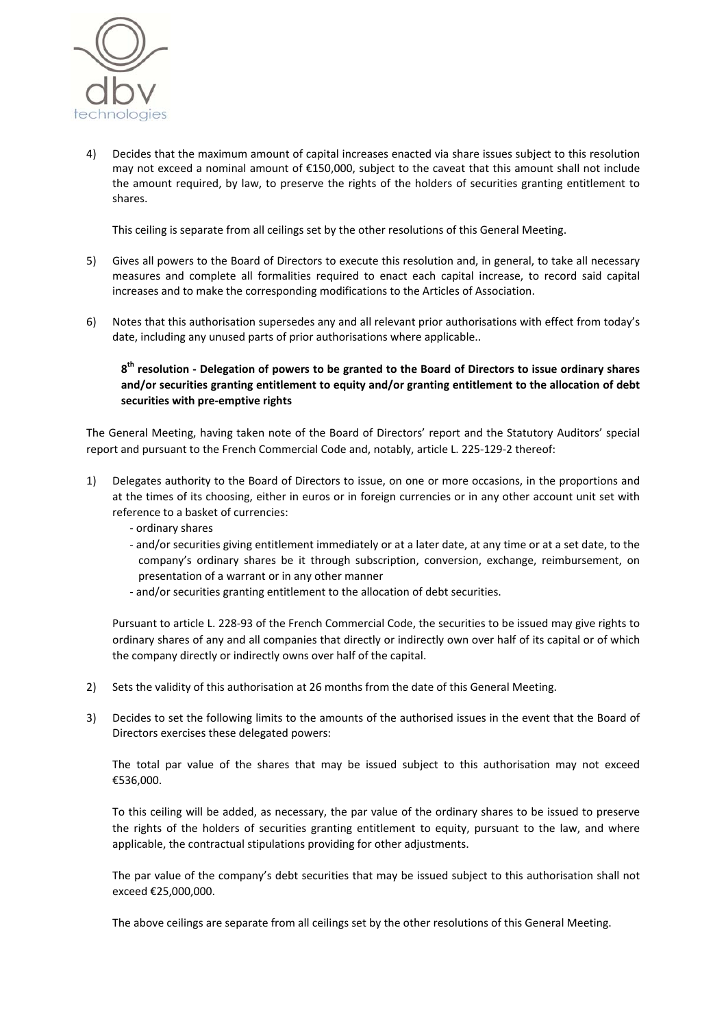4) Decides that the maximum amount of capital increases enacted via share issues subject to this resolution may not exceed a nominal amount of €150,000, subject to the caveat that this amount shall not include the amount required, by law, to preserve the rights of the holders of securities granting entitlement to shares.

   This ceiling is separate from all ceilings set by the other resolutions of this General Meeting.

5) Gives all powers to the Board of Directors to execute this resolution and, in general, to take all necessary measures and complete all formalities required to enact each capital increase, to record said capital increases and to make the corresponding modifications to the Articles of Association.

6) Notes that this authorisation supersedes any and all relevant prior authorisations with effect from today's date, including any unused parts of prior authorisations where applicable..

**8th resolution - Delegation of powers to be granted to the Board of Directors to issue ordinary shares and/or securities granting entitlement to equity and/or granting entitlement to the allocation of debt securities with pre-emptive rights**

The General Meeting, having taken note of the Board of Directors' report and the Statutory Auditors' special report and pursuant to the French Commercial Code and, notably, article L. 225-129-2 thereof:

1) Delegates authority to the Board of Directors to issue, on one or more occasions, in the proportions and at the times of its choosing, either in euros or in foreign currencies or in any other account unit set with reference to a basket of currencies:
   - ordinary shares
   - and/or securities giving entitlement immediately or at a later date, at any time or at a set date, to the company's ordinary shares be it through subscription, conversion, exchange, reimbursement, on presentation of a warrant or in any other manner
   - and/or securities granting entitlement to the allocation of debt securities.

   Pursuant to article L. 228-93 of the French Commercial Code, the securities to be issued may give rights to ordinary shares of any and all companies that directly or indirectly own over half of its capital or of which the company directly or indirectly owns over half of the capital.

2) Sets the validity of this authorisation at 26 months from the date of this General Meeting.

3) Decides to set the following limits to the amounts of the authorised issues in the event that the Board of Directors exercises these delegated powers:

   The total par value of the shares that may be issued subject to this authorisation may not exceed €536,000.

   To this ceiling will be added, as necessary, the par value of the ordinary shares to be issued to preserve the rights of the holders of securities granting entitlement to equity, pursuant to the law, and where applicable, the contractual stipulations providing for other adjustments.

   The par value of the company's debt securities that may be issued subject to this authorisation shall not exceed €25,000,000.

   The above ceilings are separate from all ceilings set by the other resolutions of this General Meeting.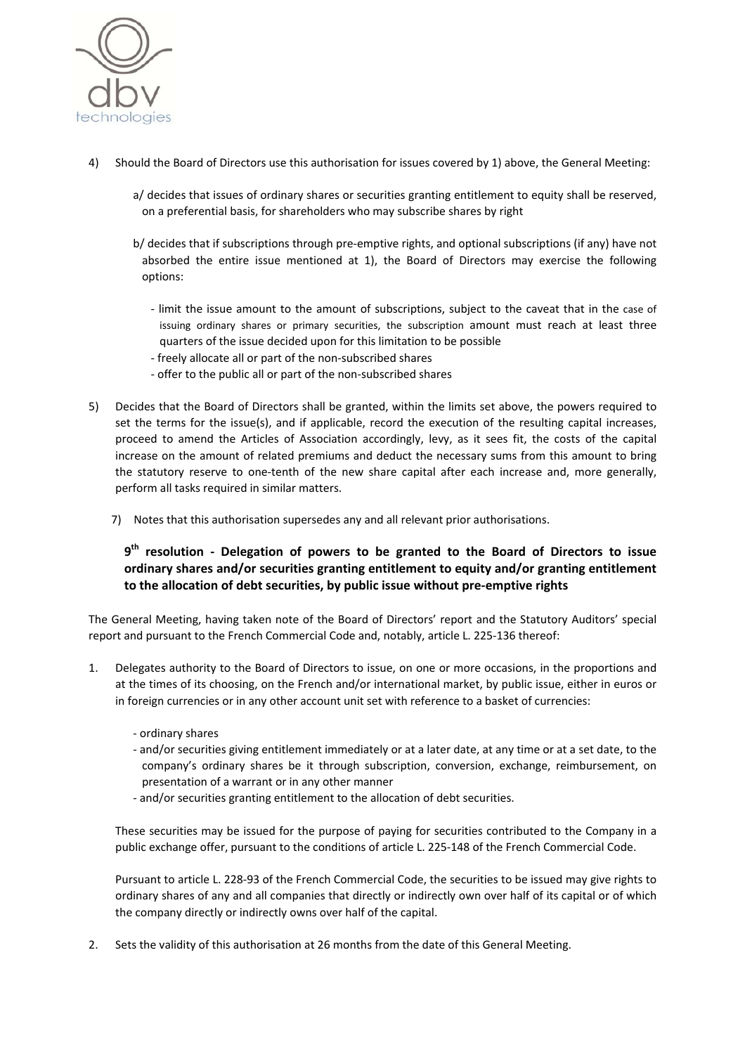4) Should the Board of Directors use this authorisation for issues covered by 1) above, the General Meeting:

   a/ decides that issues of ordinary shares or securities granting entitlement to equity shall be reserved, on a preferential basis, for shareholders who may subscribe shares by right

   b/ decides that if subscriptions through pre-emptive rights, and optional subscriptions (if any) have not absorbed the entire issue mentioned at 1), the Board of Directors may exercise the following options:

   - limit the issue amount to the amount of subscriptions, subject to the caveat that in the case of issuing ordinary shares or primary securities, the subscription amount must reach at least three quarters of the issue decided upon for this limitation to be possible
   - freely allocate all or part of the non-subscribed shares
   - offer to the public all or part of the non-subscribed shares

5) Decides that the Board of Directors shall be granted, within the limits set above, the powers required to set the terms for the issue(s), and if applicable, record the execution of the resulting capital increases, proceed to amend the Articles of Association accordingly, levy, as it sees fit, the costs of the capital increase on the amount of related premiums and deduct the necessary sums from this amount to bring the statutory reserve to one-tenth of the new share capital after each increase and, more generally, perform all tasks required in similar matters.

7) Notes that this authorisation supersedes any and all relevant prior authorisations.

### 9th resolution - Delegation of powers to be granted to the Board of Directors to issue ordinary shares and/or securities granting entitlement to equity and/or granting entitlement to the allocation of debt securities, by public issue without pre-emptive rights

The General Meeting, having taken note of the Board of Directors' report and the Statutory Auditors' special report and pursuant to the French Commercial Code and, notably, article L. 225-136 thereof:

1. Delegates authority to the Board of Directors to issue, on one or more occasions, in the proportions and at the times of its choosing, on the French and/or international market, by public issue, either in euros or in foreign currencies or in any other account unit set with reference to a basket of currencies:

   - ordinary shares
   - and/or securities giving entitlement immediately or at a later date, at any time or at a set date, to the company's ordinary shares be it through subscription, conversion, exchange, reimbursement, on presentation of a warrant or in any other manner
   - and/or securities granting entitlement to the allocation of debt securities.

   These securities may be issued for the purpose of paying for securities contributed to the Company in a public exchange offer, pursuant to the conditions of article L. 225-148 of the French Commercial Code.

   Pursuant to article L. 228-93 of the French Commercial Code, the securities to be issued may give rights to ordinary shares of any and all companies that directly or indirectly own over half of its capital or of which the company directly or indirectly owns over half of the capital.

2. Sets the validity of this authorisation at 26 months from the date of this General Meeting.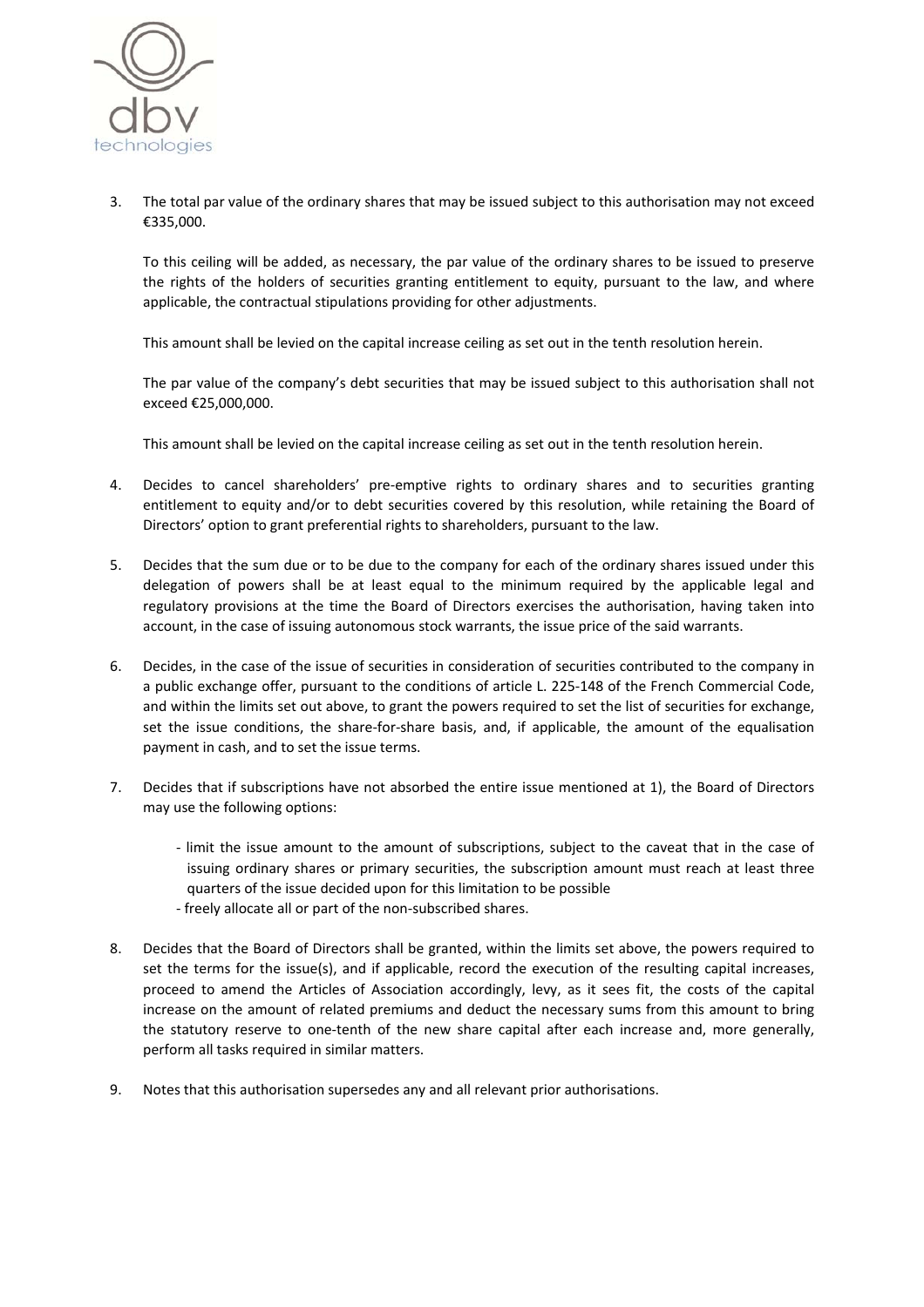3. The total par value of the ordinary shares that may be issued subject to this authorisation may not exceed €335,000.

   To this ceiling will be added, as necessary, the par value of the ordinary shares to be issued to preserve the rights of the holders of securities granting entitlement to equity, pursuant to the law, and where applicable, the contractual stipulations providing for other adjustments.

   This amount shall be levied on the capital increase ceiling as set out in the tenth resolution herein.

   The par value of the company's debt securities that may be issued subject to this authorisation shall not exceed €25,000,000.

   This amount shall be levied on the capital increase ceiling as set out in the tenth resolution herein.

4. Decides to cancel shareholders' pre-emptive rights to ordinary shares and to securities granting entitlement to equity and/or to debt securities covered by this resolution, while retaining the Board of Directors' option to grant preferential rights to shareholders, pursuant to the law.

5. Decides that the sum due or to be due to the company for each of the ordinary shares issued under this delegation of powers shall be at least equal to the minimum required by the applicable legal and regulatory provisions at the time the Board of Directors exercises the authorisation, having taken into account, in the case of issuing autonomous stock warrants, the issue price of the said warrants.

6. Decides, in the case of the issue of securities in consideration of securities contributed to the company in a public exchange offer, pursuant to the conditions of article L. 225-148 of the French Commercial Code, and within the limits set out above, to grant the powers required to set the list of securities for exchange, set the issue conditions, the share-for-share basis, and, if applicable, the amount of the equalisation payment in cash, and to set the issue terms.

7. Decides that if subscriptions have not absorbed the entire issue mentioned at 1), the Board of Directors may use the following options:

   - limit the issue amount to the amount of subscriptions, subject to the caveat that in the case of issuing ordinary shares or primary securities, the subscription amount must reach at least three quarters of the issue decided upon for this limitation to be possible
   - freely allocate all or part of the non-subscribed shares.

8. Decides that the Board of Directors shall be granted, within the limits set above, the powers required to set the terms for the issue(s), and if applicable, record the execution of the resulting capital increases, proceed to amend the Articles of Association accordingly, levy, as it sees fit, the costs of the capital increase on the amount of related premiums and deduct the necessary sums from this amount to bring the statutory reserve to one-tenth of the new share capital after each increase and, more generally, perform all tasks required in similar matters.

9. Notes that this authorisation supersedes any and all relevant prior authorisations.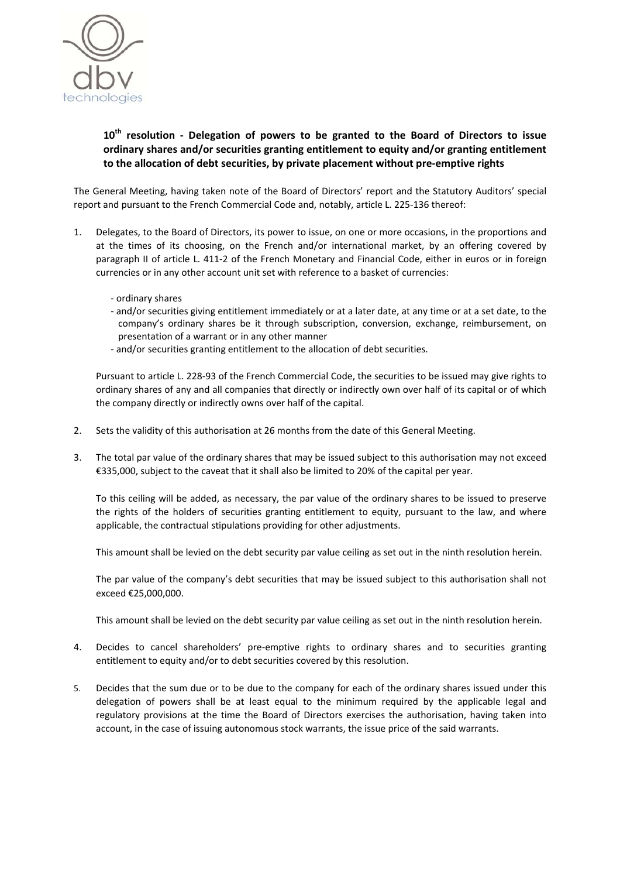### 10th resolution - Delegation of powers to be granted to the Board of Directors to issue ordinary shares and/or securities granting entitlement to equity and/or granting entitlement to the allocation of debt securities, by private placement without pre-emptive rights

The General Meeting, having taken note of the Board of Directors' report and the Statutory Auditors' special report and pursuant to the French Commercial Code and, notably, article L. 225-136 thereof:

1. Delegates, to the Board of Directors, its power to issue, on one or more occasions, in the proportions and at the times of its choosing, on the French and/or international market, by an offering covered by paragraph II of article L. 411-2 of the French Monetary and Financial Code, either in euros or in foreign currencies or in any other account unit set with reference to a basket of currencies:

   - ordinary shares
   - and/or securities giving entitlement immediately or at a later date, at any time or at a set date, to the company's ordinary shares be it through subscription, conversion, exchange, reimbursement, on presentation of a warrant or in any other manner
   - and/or securities granting entitlement to the allocation of debt securities.

   Pursuant to article L. 228-93 of the French Commercial Code, the securities to be issued may give rights to ordinary shares of any and all companies that directly or indirectly own over half of its capital or of which the company directly or indirectly owns over half of the capital.

2. Sets the validity of this authorisation at 26 months from the date of this General Meeting.

3. The total par value of the ordinary shares that may be issued subject to this authorisation may not exceed €335,000, subject to the caveat that it shall also be limited to 20% of the capital per year.

   To this ceiling will be added, as necessary, the par value of the ordinary shares to be issued to preserve the rights of the holders of securities granting entitlement to equity, pursuant to the law, and where applicable, the contractual stipulations providing for other adjustments.

   This amount shall be levied on the debt security par value ceiling as set out in the ninth resolution herein.

   The par value of the company's debt securities that may be issued subject to this authorisation shall not exceed €25,000,000.

   This amount shall be levied on the debt security par value ceiling as set out in the ninth resolution herein.

4. Decides to cancel shareholders' pre-emptive rights to ordinary shares and to securities granting entitlement to equity and/or to debt securities covered by this resolution.

5. Decides that the sum due or to be due to the company for each of the ordinary shares issued under this delegation of powers shall be at least equal to the minimum required by the applicable legal and regulatory provisions at the time the Board of Directors exercises the authorisation, having taken into account, in the case of issuing autonomous stock warrants, the issue price of the said warrants.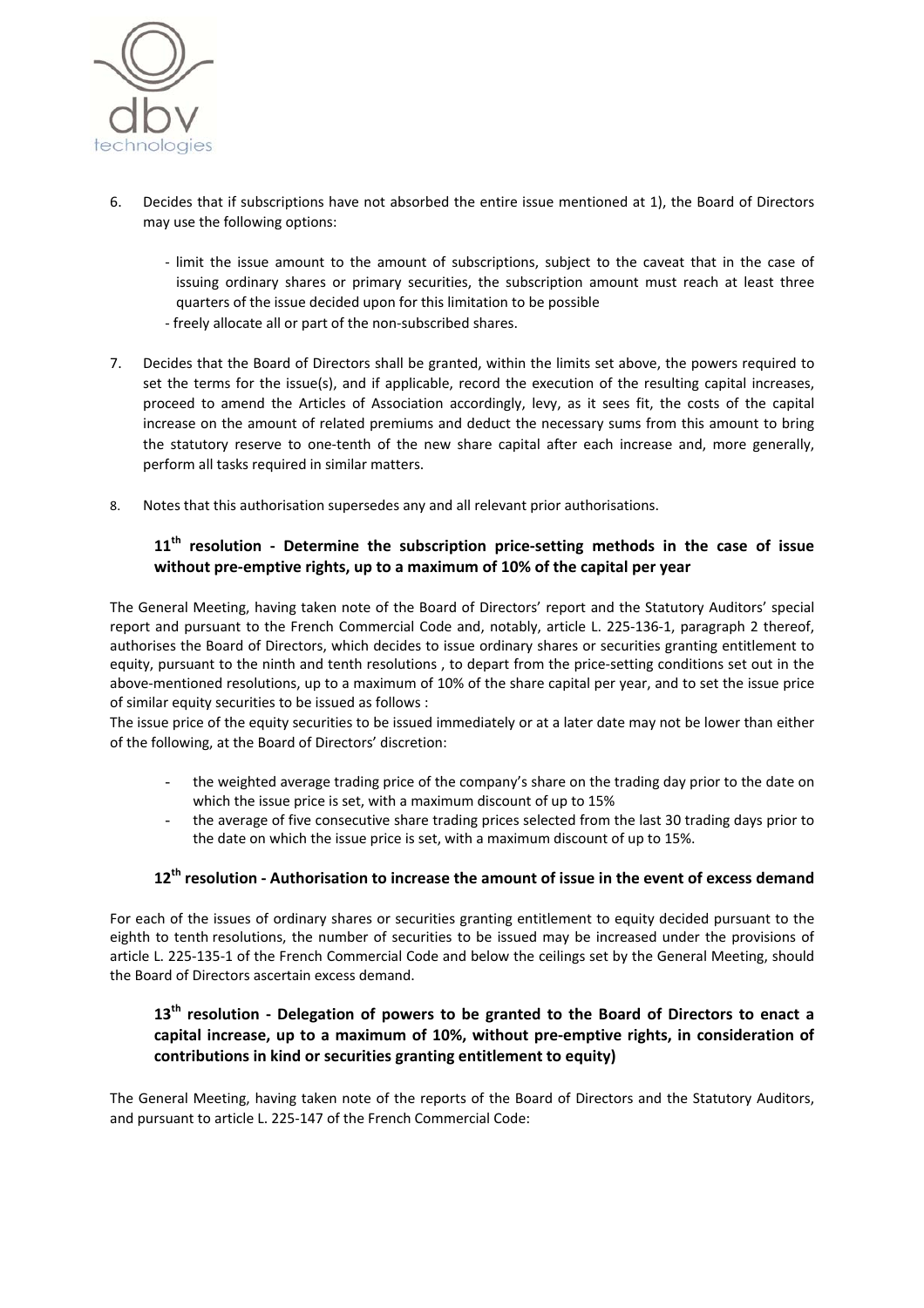6. Decides that if subscriptions have not absorbed the entire issue mentioned at 1), the Board of Directors may use the following options:

   - limit the issue amount to the amount of subscriptions, subject to the caveat that in the case of issuing ordinary shares or primary securities, the subscription amount must reach at least three quarters of the issue decided upon for this limitation to be possible
   - freely allocate all or part of the non-subscribed shares.

7. Decides that the Board of Directors shall be granted, within the limits set above, the powers required to set the terms for the issue(s), and if applicable, record the execution of the resulting capital increases, proceed to amend the Articles of Association accordingly, levy, as it sees fit, the costs of the capital increase on the amount of related premiums and deduct the necessary sums from this amount to bring the statutory reserve to one-tenth of the new share capital after each increase and, more generally, perform all tasks required in similar matters.

8. Notes that this authorisation supersedes any and all relevant prior authorisations.

### 11th resolution - Determine the subscription price-setting methods in the case of issue without pre-emptive rights, up to a maximum of 10% of the capital per year

The General Meeting, having taken note of the Board of Directors' report and the Statutory Auditors' special report and pursuant to the French Commercial Code and, notably, article L. 225-136-1, paragraph 2 thereof, authorises the Board of Directors, which decides to issue ordinary shares or securities granting entitlement to equity, pursuant to the ninth and tenth resolutions , to depart from the price-setting conditions set out in the above-mentioned resolutions, up to a maximum of 10% of the share capital per year, and to set the issue price of similar equity securities to be issued as follows :

The issue price of the equity securities to be issued immediately or at a later date may not be lower than either of the following, at the Board of Directors' discretion:

- the weighted average trading price of the company's share on the trading day prior to the date on which the issue price is set, with a maximum discount of up to 15%
- the average of five consecutive share trading prices selected from the last 30 trading days prior to the date on which the issue price is set, with a maximum discount of up to 15%.

### 12th resolution - Authorisation to increase the amount of issue in the event of excess demand

For each of the issues of ordinary shares or securities granting entitlement to equity decided pursuant to the eighth to tenth resolutions, the number of securities to be issued may be increased under the provisions of article L. 225-135-1 of the French Commercial Code and below the ceilings set by the General Meeting, should the Board of Directors ascertain excess demand.

### 13th resolution - Delegation of powers to be granted to the Board of Directors to enact a capital increase, up to a maximum of 10%, without pre-emptive rights, in consideration of contributions in kind or securities granting entitlement to equity)

The General Meeting, having taken note of the reports of the Board of Directors and the Statutory Auditors, and pursuant to article L. 225-147 of the French Commercial Code: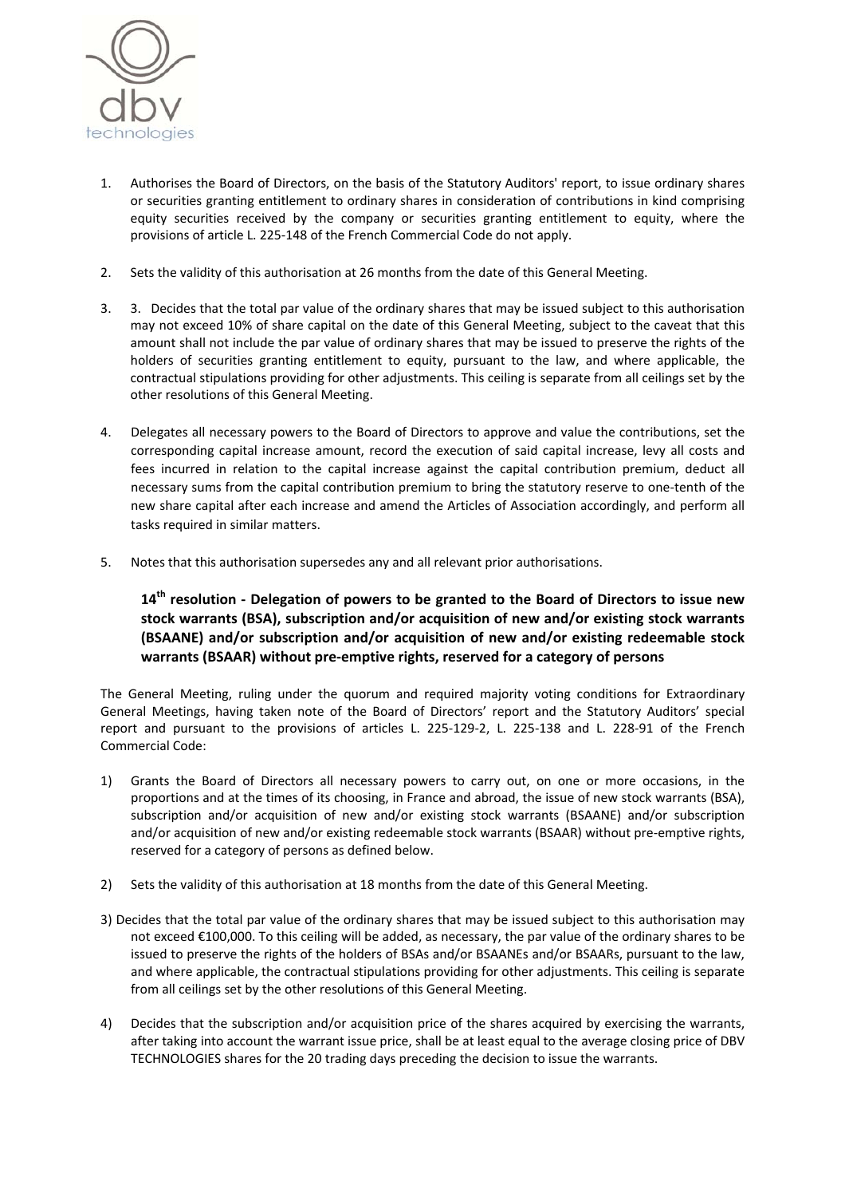1. Authorises the Board of Directors, on the basis of the Statutory Auditors' report, to issue ordinary shares or securities granting entitlement to ordinary shares in consideration of contributions in kind comprising equity securities received by the company or securities granting entitlement to equity, where the provisions of article L. 225-148 of the French Commercial Code do not apply.

2. Sets the validity of this authorisation at 26 months from the date of this General Meeting.

3. 3. Decides that the total par value of the ordinary shares that may be issued subject to this authorisation may not exceed 10% of share capital on the date of this General Meeting, subject to the caveat that this amount shall not include the par value of ordinary shares that may be issued to preserve the rights of the holders of securities granting entitlement to equity, pursuant to the law, and where applicable, the contractual stipulations providing for other adjustments. This ceiling is separate from all ceilings set by the other resolutions of this General Meeting.

4. Delegates all necessary powers to the Board of Directors to approve and value the contributions, set the corresponding capital increase amount, record the execution of said capital increase, levy all costs and fees incurred in relation to the capital increase against the capital contribution premium, deduct all necessary sums from the capital contribution premium to bring the statutory reserve to one-tenth of the new share capital after each increase and amend the Articles of Association accordingly, and perform all tasks required in similar matters.

5. Notes that this authorisation supersedes any and all relevant prior authorisations.

### 14th resolution - Delegation of powers to be granted to the Board of Directors to issue new stock warrants (BSA), subscription and/or acquisition of new and/or existing stock warrants (BSAANE) and/or subscription and/or acquisition of new and/or existing redeemable stock warrants (BSAAR) without pre-emptive rights, reserved for a category of persons

The General Meeting, ruling under the quorum and required majority voting conditions for Extraordinary General Meetings, having taken note of the Board of Directors' report and the Statutory Auditors' special report and pursuant to the provisions of articles L. 225-129-2, L. 225-138 and L. 228-91 of the French Commercial Code:

1) Grants the Board of Directors all necessary powers to carry out, on one or more occasions, in the proportions and at the times of its choosing, in France and abroad, the issue of new stock warrants (BSA), subscription and/or acquisition of new and/or existing stock warrants (BSAANE) and/or subscription and/or acquisition of new and/or existing redeemable stock warrants (BSAAR) without pre-emptive rights, reserved for a category of persons as defined below.

2) Sets the validity of this authorisation at 18 months from the date of this General Meeting.

3) Decides that the total par value of the ordinary shares that may be issued subject to this authorisation may not exceed €100,000. To this ceiling will be added, as necessary, the par value of the ordinary shares to be issued to preserve the rights of the holders of BSAs and/or BSAANEs and/or BSAARs, pursuant to the law, and where applicable, the contractual stipulations providing for other adjustments. This ceiling is separate from all ceilings set by the other resolutions of this General Meeting.

4) Decides that the subscription and/or acquisition price of the shares acquired by exercising the warrants, after taking into account the warrant issue price, shall be at least equal to the average closing price of DBV TECHNOLOGIES shares for the 20 trading days preceding the decision to issue the warrants.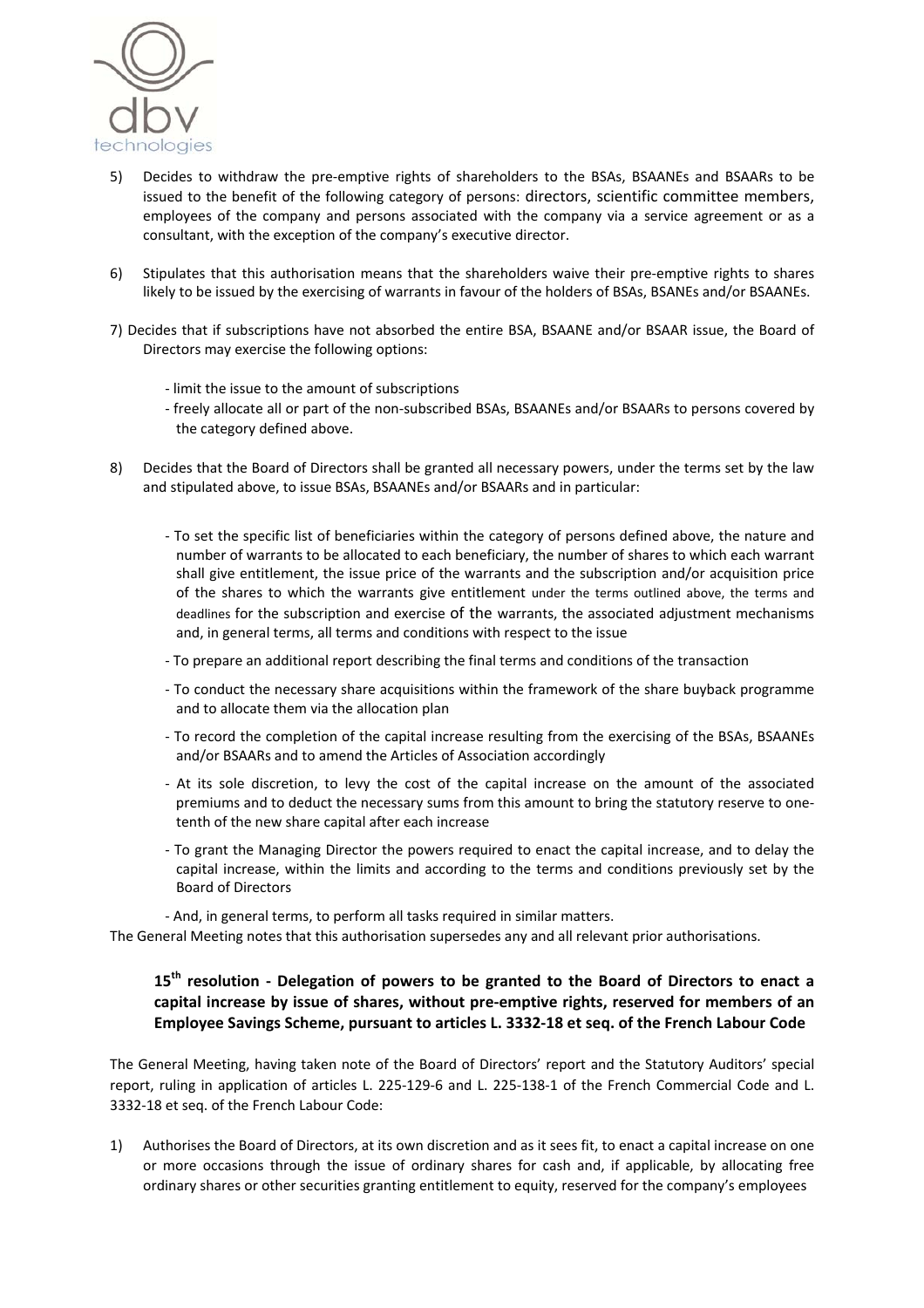5) Decides to withdraw the pre-emptive rights of shareholders to the BSAs, BSAANEs and BSAARs to be issued to the benefit of the following category of persons: directors, scientific committee members, employees of the company and persons associated with the company via a service agreement or as a consultant, with the exception of the company's executive director.

6) Stipulates that this authorisation means that the shareholders waive their pre-emptive rights to shares likely to be issued by the exercising of warrants in favour of the holders of BSAs, BSANEs and/or BSAANEs.

7) Decides that if subscriptions have not absorbed the entire BSA, BSAANE and/or BSAAR issue, the Board of Directors may exercise the following options:

   - limit the issue to the amount of subscriptions
   - freely allocate all or part of the non-subscribed BSAs, BSAANEs and/or BSAARs to persons covered by the category defined above.

8) Decides that the Board of Directors shall be granted all necessary powers, under the terms set by the law and stipulated above, to issue BSAs, BSAANEs and/or BSAARs and in particular:

   - To set the specific list of beneficiaries within the category of persons defined above, the nature and number of warrants to be allocated to each beneficiary, the number of shares to which each warrant shall give entitlement, the issue price of the warrants and the subscription and/or acquisition price of the shares to which the warrants give entitlement under the terms outlined above, the terms and deadlines for the subscription and exercise of the warrants, the associated adjustment mechanisms and, in general terms, all terms and conditions with respect to the issue
   - To prepare an additional report describing the final terms and conditions of the transaction
   - To conduct the necessary share acquisitions within the framework of the share buyback programme and to allocate them via the allocation plan
   - To record the completion of the capital increase resulting from the exercising of the BSAs, BSAANEs and/or BSAARs and to amend the Articles of Association accordingly
   - At its sole discretion, to levy the cost of the capital increase on the amount of the associated premiums and to deduct the necessary sums from this amount to bring the statutory reserve to one-tenth of the new share capital after each increase
   - To grant the Managing Director the powers required to enact the capital increase, and to delay the capital increase, within the limits and according to the terms and conditions previously set by the Board of Directors
   - And, in general terms, to perform all tasks required in similar matters.

The General Meeting notes that this authorisation supersedes any and all relevant prior authorisations.

## 15th resolution - Delegation of powers to be granted to the Board of Directors to enact a capital increase by issue of shares, without pre-emptive rights, reserved for members of an Employee Savings Scheme, pursuant to articles L. 3332-18 et seq. of the French Labour Code

The General Meeting, having taken note of the Board of Directors' report and the Statutory Auditors' special report, ruling in application of articles L. 225-129-6 and L. 225-138-1 of the French Commercial Code and L. 3332-18 et seq. of the French Labour Code:

1) Authorises the Board of Directors, at its own discretion and as it sees fit, to enact a capital increase on one or more occasions through the issue of ordinary shares for cash and, if applicable, by allocating free ordinary shares or other securities granting entitlement to equity, reserved for the company's employees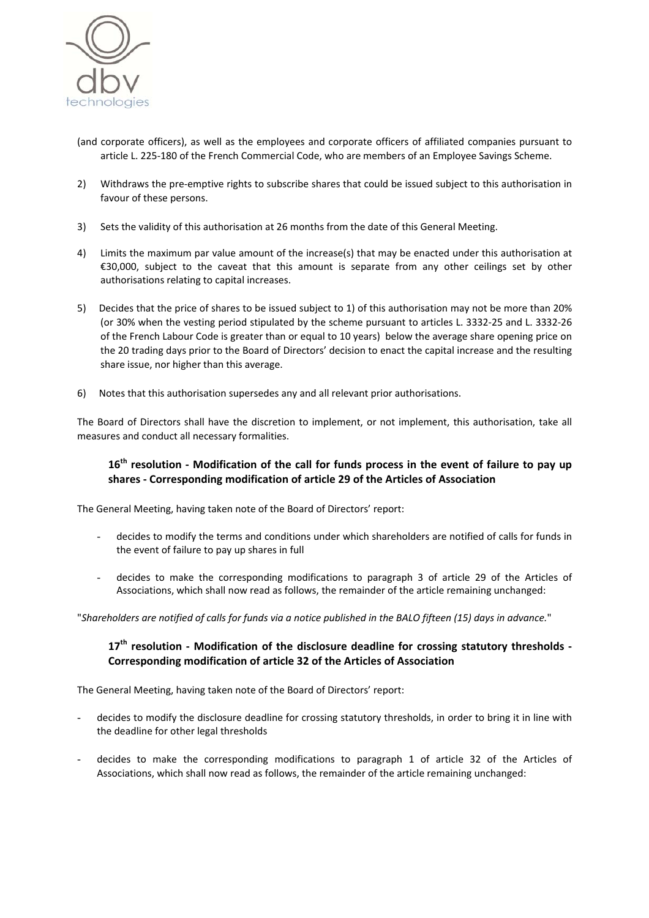(and corporate officers), as well as the employees and corporate officers of affiliated companies pursuant to article L. 225-180 of the French Commercial Code, who are members of an Employee Savings Scheme.

2) Withdraws the pre-emptive rights to subscribe shares that could be issued subject to this authorisation in favour of these persons.

3) Sets the validity of this authorisation at 26 months from the date of this General Meeting.

4) Limits the maximum par value amount of the increase(s) that may be enacted under this authorisation at €30,000, subject to the caveat that this amount is separate from any other ceilings set by other authorisations relating to capital increases.

5) Decides that the price of shares to be issued subject to 1) of this authorisation may not be more than 20% (or 30% when the vesting period stipulated by the scheme pursuant to articles L. 3332-25 and L. 3332-26 of the French Labour Code is greater than or equal to 10 years) below the average share opening price on the 20 trading days prior to the Board of Directors' decision to enact the capital increase and the resulting share issue, nor higher than this average.

6) Notes that this authorisation supersedes any and all relevant prior authorisations.

The Board of Directors shall have the discretion to implement, or not implement, this authorisation, take all measures and conduct all necessary formalities.

### 16th resolution - Modification of the call for funds process in the event of failure to pay up shares - Corresponding modification of article 29 of the Articles of Association

The General Meeting, having taken note of the Board of Directors' report:

- decides to modify the terms and conditions under which shareholders are notified of calls for funds in the event of failure to pay up shares in full
- decides to make the corresponding modifications to paragraph 3 of article 29 of the Articles of Associations, which shall now read as follows, the remainder of the article remaining unchanged:

"*Shareholders are notified of calls for funds via a notice published in the BALO fifteen (15) days in advance.*"

### 17th resolution - Modification of the disclosure deadline for crossing statutory thresholds - Corresponding modification of article 32 of the Articles of Association

The General Meeting, having taken note of the Board of Directors' report:

- decides to modify the disclosure deadline for crossing statutory thresholds, in order to bring it in line with the deadline for other legal thresholds
- decides to make the corresponding modifications to paragraph 1 of article 32 of the Articles of Associations, which shall now read as follows, the remainder of the article remaining unchanged: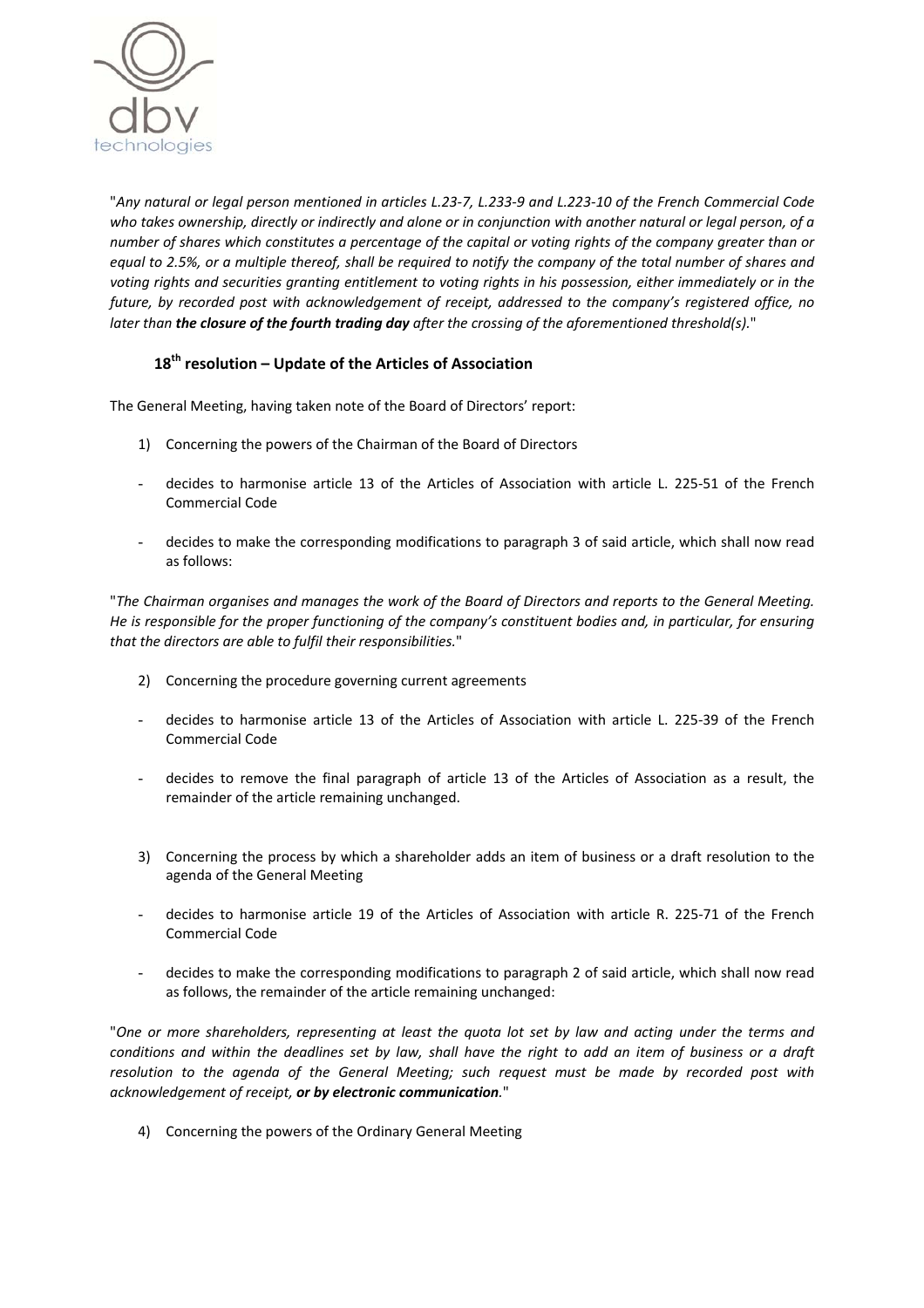"*Any natural or legal person mentioned in articles L.23-7, L.233-9 and L.223-10 of the French Commercial Code who takes ownership, directly or indirectly and alone or in conjunction with another natural or legal person, of a number of shares which constitutes a percentage of the capital or voting rights of the company greater than or equal to 2.5%, or a multiple thereof, shall be required to notify the company of the total number of shares and voting rights and securities granting entitlement to voting rights in his possession, either immediately or in the future, by recorded post with acknowledgement of receipt, addressed to the company's registered office, no later than* ***the closure of the fourth trading day*** *after the crossing of the aforementioned threshold(s).*"

## 18th resolution – Update of the Articles of Association

The General Meeting, having taken note of the Board of Directors' report:

1) Concerning the powers of the Chairman of the Board of Directors

- decides to harmonise article 13 of the Articles of Association with article L. 225-51 of the French Commercial Code
- decides to make the corresponding modifications to paragraph 3 of said article, which shall now read as follows:

"*The Chairman organises and manages the work of the Board of Directors and reports to the General Meeting. He is responsible for the proper functioning of the company's constituent bodies and, in particular, for ensuring that the directors are able to fulfil their responsibilities.*"

2) Concerning the procedure governing current agreements

- decides to harmonise article 13 of the Articles of Association with article L. 225-39 of the French Commercial Code
- decides to remove the final paragraph of article 13 of the Articles of Association as a result, the remainder of the article remaining unchanged.

3) Concerning the process by which a shareholder adds an item of business or a draft resolution to the agenda of the General Meeting

- decides to harmonise article 19 of the Articles of Association with article R. 225-71 of the French Commercial Code
- decides to make the corresponding modifications to paragraph 2 of said article, which shall now read as follows, the remainder of the article remaining unchanged:

"*One or more shareholders, representing at least the quota lot set by law and acting under the terms and conditions and within the deadlines set by law, shall have the right to add an item of business or a draft resolution to the agenda of the General Meeting; such request must be made by recorded post with acknowledgement of receipt,* ***or by electronic communication****.*"

4) Concerning the powers of the Ordinary General Meeting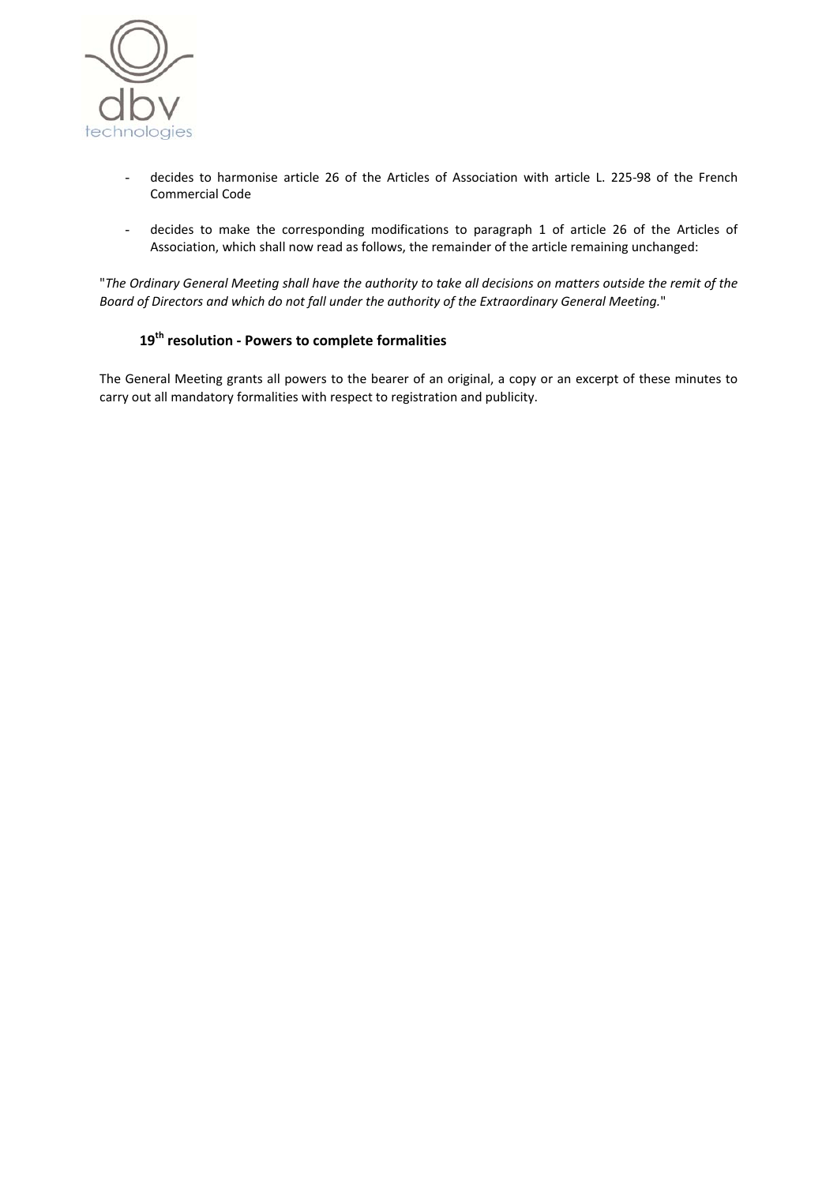- decides to harmonise article 26 of the Articles of Association with article L. 225-98 of the French Commercial Code
- decides to make the corresponding modifications to paragraph 1 of article 26 of the Articles of Association, which shall now read as follows, the remainder of the article remaining unchanged:

"*The Ordinary General Meeting shall have the authority to take all decisions on matters outside the remit of the Board of Directors and which do not fall under the authority of the Extraordinary General Meeting.*"

### 19th resolution - Powers to complete formalities

The General Meeting grants all powers to the bearer of an original, a copy or an excerpt of these minutes to carry out all mandatory formalities with respect to registration and publicity.